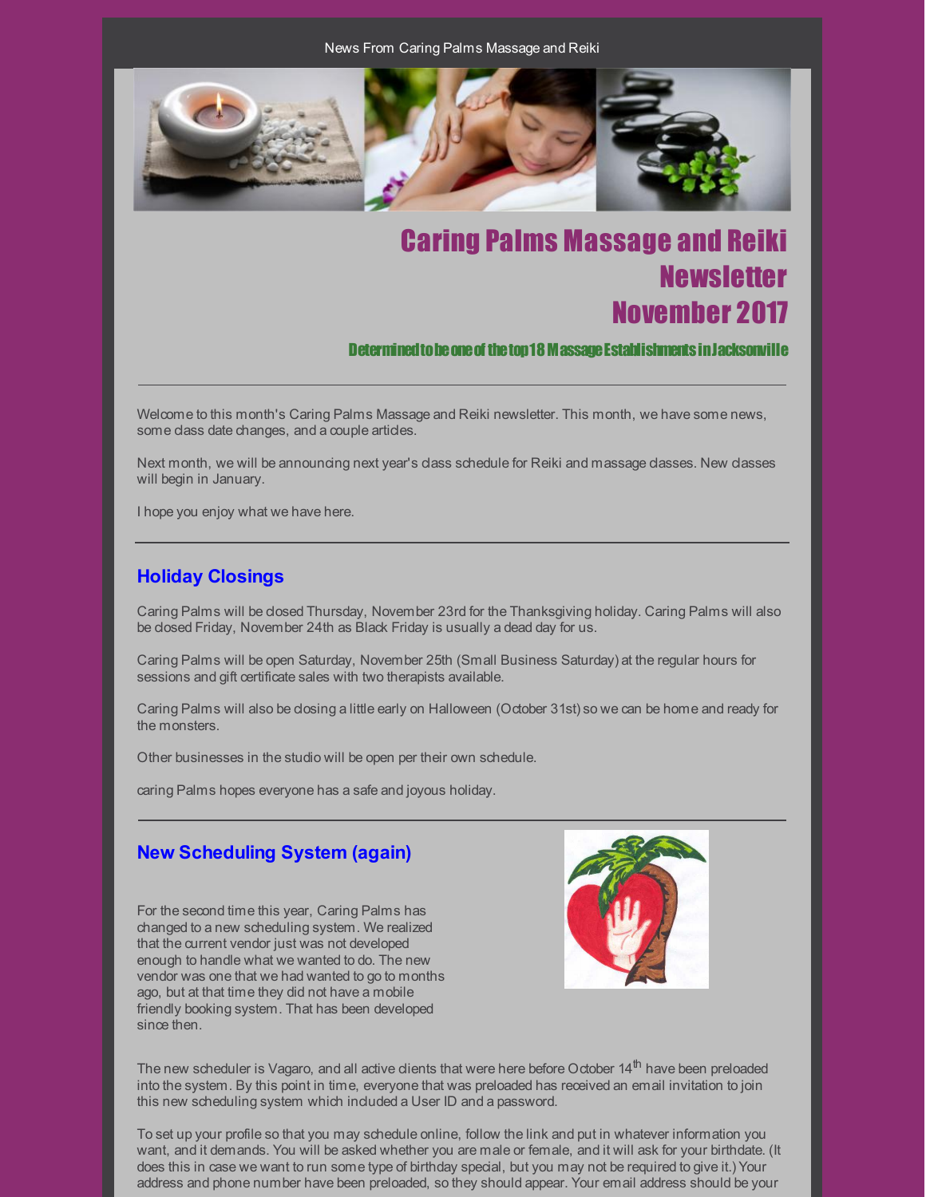News From Caring Palms Massage and Reiki

# Caring Palms Massage and Reiki Newsletter November 2017

### Determined to be one of the top 18 Massage Establishments in Jacksonville

---

Welcome to this month's Caring Palms Massage and Reiki newsletter. This month, we have some news, some class date changes, and a couple articles.

Next month, we will be announcing next year's class schedule for Reiki and massage classes. New classes will begin in January.

I hope you enjoy what we have here.

---

## Holiday Closings

Caring Palms will be closed Thursday, November 23rd for the Thanksgiving holiday. Caring Palms will also be closed Friday, November 24th as Black Friday is usually a dead day for us.

Caring Palms will be open Saturday, November 25th (Small Business Saturday) at the regular hours for sessions and gift certificate sales with two therapists available.

Caring Palms will also be closing a little early on Halloween (October 31st) so we can be home and ready for the monsters.

Other businesses in the studio will be open per their own schedule.

caring Palms hopes everyone has a safe and joyous holiday.

---

## New Scheduling System (again)

For the second time this year, Caring Palms has changed to a new scheduling system. We realized that the current vendor just was not developed enough to handle what we wanted to do. The new vendor was one that we had wanted to go to months ago, but at that time they did not have a mobile friendly booking system. That has been developed since then.

The new scheduler is Vagaro, and all active clients that were here before October 14th have been preloaded into the system. By this point in time, everyone that was preloaded has received an email invitation to join this new scheduling system which included a User ID and a password.

To set up your profile so that you may schedule online, follow the link and put in whatever information you want, and it demands. You will be asked whether you are male or female, and it will ask for your birthdate. (It does this in case we want to run some type of birthday special, but you may not be required to give it.) Your address and phone number have been preloaded, so they should appear. Your email address should be your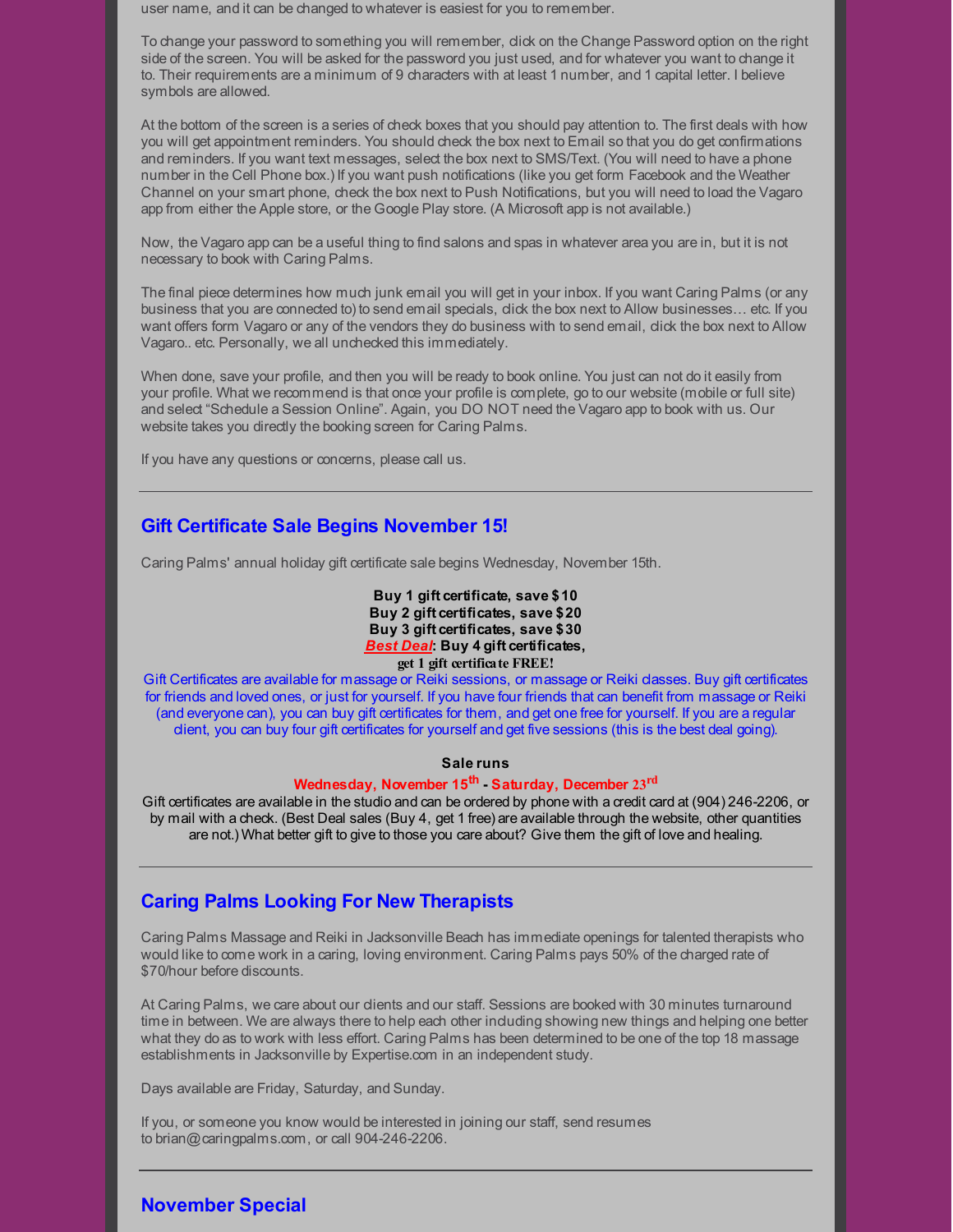user name, and it can be changed to whatever is easiest for you to remember.

To change your password to something you will remember, click on the Change Password option on the right side of the screen. You will be asked for the password you just used, and for whatever you want to change it to. Their requirements are a minimum of 9 characters with at least 1 number, and 1 capital letter. I believe symbols are allowed.

At the bottom of the screen is a series of check boxes that you should pay attention to. The first deals with how you will get appointment reminders. You should check the box next to Email so that you do get confirmations and reminders. If you want text messages, select the box next to SMS/Text. (You will need to have a phone number in the Cell Phone box.) If you want push notifications (like you get form Facebook and the Weather Channel on your smart phone, check the box next to Push Notifications, but you will need to load the Vagaro app from either the Apple store, or the Google Play store. (A Microsoft app is not available.)

Now, the Vagaro app can be a useful thing to find salons and spas in whatever area you are in, but it is not necessary to book with Caring Palms.

The final piece determines how much junk email you will get in your inbox. If you want Caring Palms (or any business that you are connected to) to send email specials, click the box next to Allow businesses… etc. If you want offers form Vagaro or any of the vendors they do business with to send email, click the box next to Allow Vagaro.. etc. Personally, we all unchecked this immediately.

When done, save your profile, and then you will be ready to book online. You just can not do it easily from your profile. What we recommend is that once your profile is complete, go to our website (mobile or full site) and select "Schedule a Session Online". Again, you DO NOT need the Vagaro app to book with us. Our website takes you directly the booking screen for Caring Palms.

If you have any questions or concerns, please call us.

---

## Gift Certificate Sale Begins November 15!

Caring Palms' annual holiday gift certificate sale begins Wednesday, November 15th.

**Buy 1 gift certificate, save $10**
**Buy 2 gift certificates, save $20**
**Buy 3 gift certificates, save $30**
***Best Deal*: Buy 4 gift certificates,**
**get 1 gift certificate FREE!**

Gift Certificates are available for massage or Reiki sessions, or massage or Reiki classes. Buy gift certificates for friends and loved ones, or just for yourself. If you have four friends that can benefit from massage or Reiki (and everyone can), you can buy gift certificates for them, and get one free for yourself. If you are a regular client, you can buy four gift certificates for yourself and get five sessions (this is the best deal going).

**Sale runs**

**Wednesday, November 15th - Saturday, December 23rd**

Gift certificates are available in the studio and can be ordered by phone with a credit card at (904) 246-2206, or by mail with a check. (Best Deal sales (Buy 4, get 1 free) are available through the website, other quantities are not.) What better gift to give to those you care about? Give them the gift of love and healing.

---

## Caring Palms Looking For New Therapists

Caring Palms Massage and Reiki in Jacksonville Beach has immediate openings for talented therapists who would like to come work in a caring, loving environment. Caring Palms pays 50% of the charged rate of $70/hour before discounts.

At Caring Palms, we care about our clients and our staff. Sessions are booked with 30 minutes turnaround time in between. We are always there to help each other including showing new things and helping one better what they do as to work with less effort. Caring Palms has been determined to be one of the top 18 massage establishments in Jacksonville by Expertise.com in an independent study.

Days available are Friday, Saturday, and Sunday.

If you, or someone you know would be interested in joining our staff, send resumes to brian@caringpalms.com, or call 904-246-2206.

---

## November Special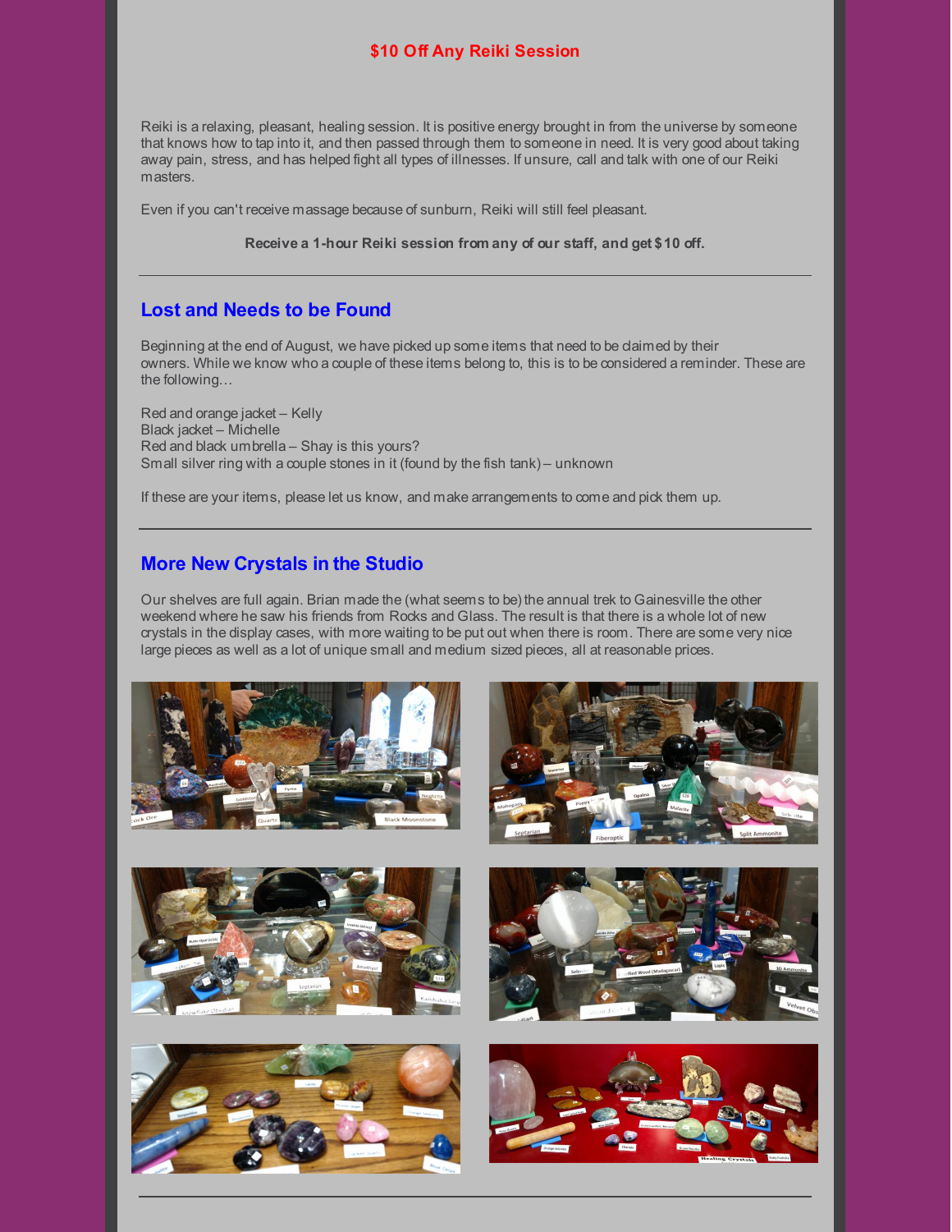## $10 Off Any Reiki Session

Reiki is a relaxing, pleasant, healing session. It is positive energy brought in from the universe by someone that knows how to tap into it, and then passed through them to someone in need. It is very good about taking away pain, stress, and has helped fight all types of illnesses. If unsure, call and talk with one of our Reiki masters.

Even if you can't receive massage because of sunburn, Reiki will still feel pleasant.

**Receive a 1-hour Reiki session from any of our staff, and get $10 off.**

---

## Lost and Needs to be Found

Beginning at the end of August, we have picked up some items that need to be claimed by their owners. While we know who a couple of these items belong to, this is to be considered a reminder. These are the following…

Red and orange jacket – Kelly
Black jacket – Michelle
Red and black umbrella – Shay is this yours?
Small silver ring with a couple stones in it (found by the fish tank) – unknown

If these are your items, please let us know, and make arrangements to come and pick them up.

---

## More New Crystals in the Studio

Our shelves are full again. Brian made the (what seems to be) the annual trek to Gainesville the other weekend where he saw his friends from Rocks and Glass. The result is that there is a whole lot of new crystals in the display cases, with more waiting to be put out when there is room. There are some very nice large pieces as well as a lot of unique small and medium sized pieces, all at reasonable prices.

---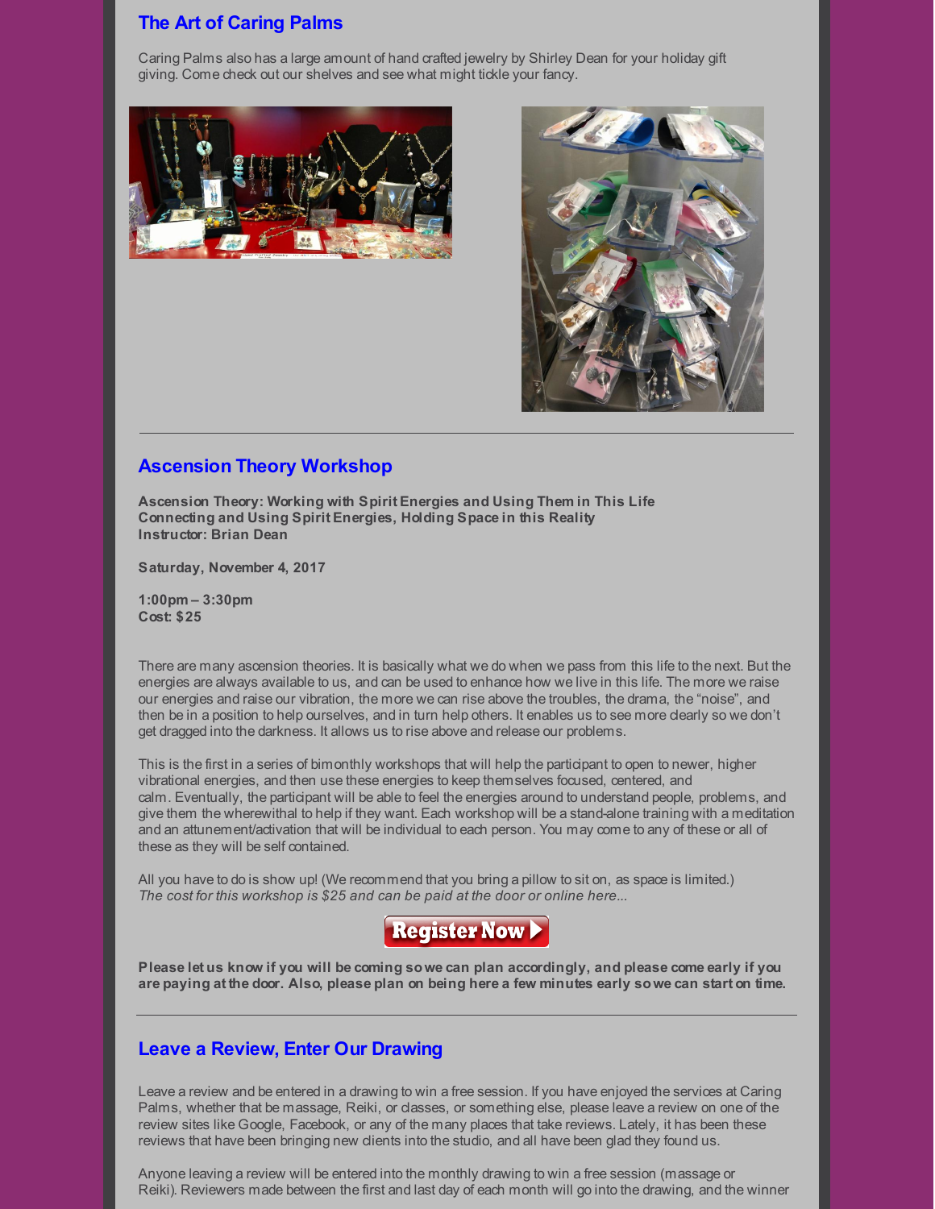## The Art of Caring Palms

Caring Palms also has a large amount of hand crafted jewelry by Shirley Dean for your holiday gift giving. Come check out our shelves and see what might tickle your fancy.

## Ascension Theory Workshop

**Ascension Theory: Working with Spirit Energies and Using Them in This Life**
**Connecting and Using Spirit Energies, Holding Space in this Reality**
**Instructor: Brian Dean**

**Saturday, November 4, 2017**

**1:00pm – 3:30pm**
**Cost: $25**

There are many ascension theories. It is basically what we do when we pass from this life to the next. But the energies are always available to us, and can be used to enhance how we live in this life. The more we raise our energies and raise our vibration, the more we can rise above the troubles, the drama, the "noise", and then be in a position to help ourselves, and in turn help others. It enables us to see more clearly so we don't get dragged into the darkness. It allows us to rise above and release our problems.

This is the first in a series of bimonthly workshops that will help the participant to open to newer, higher vibrational energies, and then use these energies to keep themselves focused, centered, and calm. Eventually, the participant will be able to feel the energies around to understand people, problems, and give them the wherewithal to help if they want. Each workshop will be a stand-alone training with a meditation and an attunement/activation that will be individual to each person. You may come to any of these or all of these as they will be self contained.

All you have to do is show up! (We recommend that you bring a pillow to sit on, as space is limited.)
*The cost for this workshop is $25 and can be paid at the door or online here...*

Register Now

**Please let us know if you will be coming so we can plan accordingly, and please come early if you are paying at the door. Also, please plan on being here a few minutes early so we can start on time.**

## Leave a Review, Enter Our Drawing

Leave a review and be entered in a drawing to win a free session. If you have enjoyed the services at Caring Palms, whether that be massage, Reiki, or classes, or something else, please leave a review on one of the review sites like Google, Facebook, or any of the many places that take reviews. Lately, it has been these reviews that have been bringing new clients into the studio, and all have been glad they found us.

Anyone leaving a review will be entered into the monthly drawing to win a free session (massage or Reiki). Reviewers made between the first and last day of each month will go into the drawing, and the winner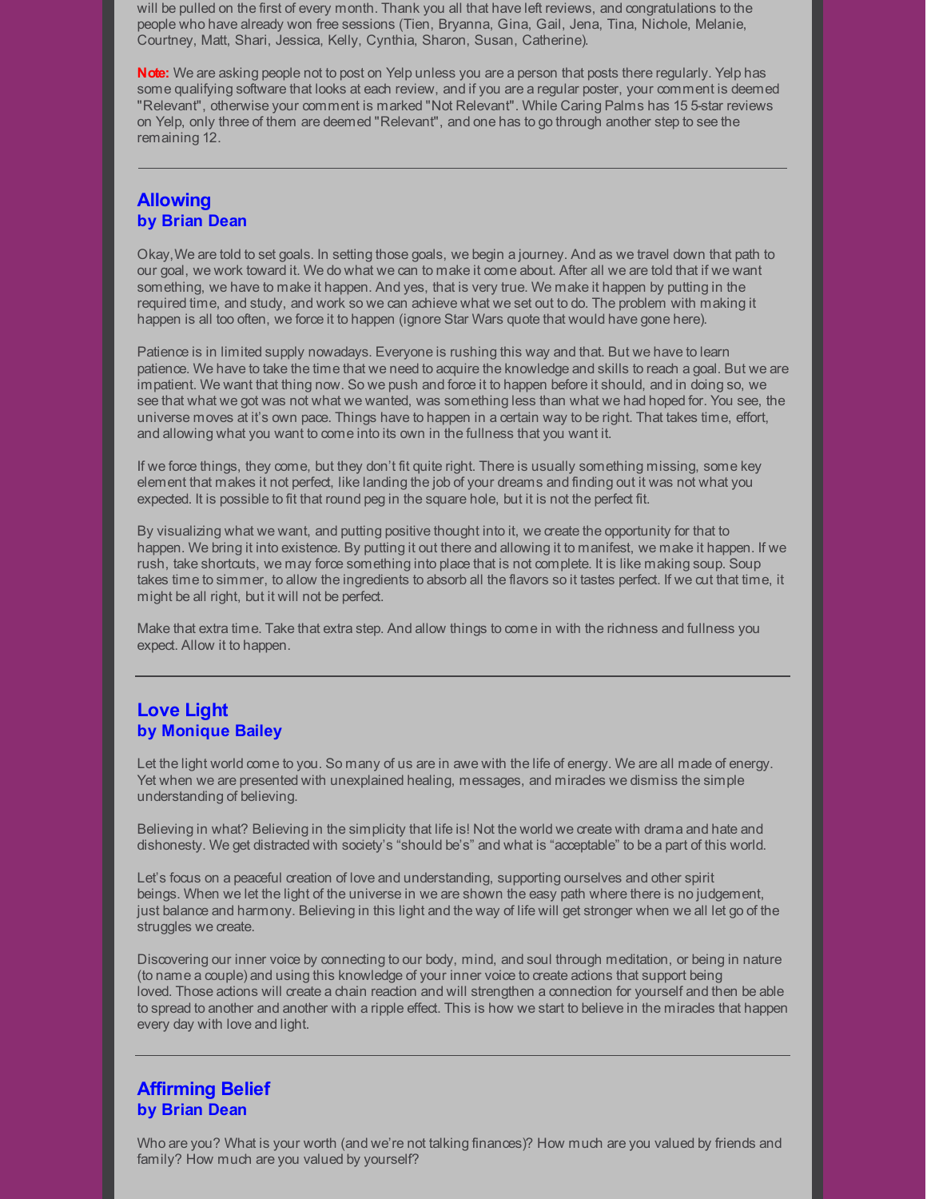will be pulled on the first of every month. Thank you all that have left reviews, and congratulations to the people who have already won free sessions (Tien, Bryanna, Gina, Gail, Jena, Tina, Nichole, Melanie, Courtney, Matt, Shari, Jessica, Kelly, Cynthia, Sharon, Susan, Catherine).

**Note:** We are asking people not to post on Yelp unless you are a person that posts there regularly. Yelp has some qualifying software that looks at each review, and if you are a regular poster, your comment is deemed "Relevant", otherwise your comment is marked "Not Relevant". While Caring Palms has 15 5-star reviews on Yelp, only three of them are deemed "Relevant", and one has to go through another step to see the remaining 12.

---

## Allowing
**by Brian Dean**

Okay,We are told to set goals. In setting those goals, we begin a journey. And as we travel down that path to our goal, we work toward it. We do what we can to make it come about. After all we are told that if we want something, we have to make it happen. And yes, that is very true. We make it happen by putting in the required time, and study, and work so we can achieve what we set out to do. The problem with making it happen is all too often, we force it to happen (ignore Star Wars quote that would have gone here).

Patience is in limited supply nowadays. Everyone is rushing this way and that. But we have to learn patience. We have to take the time that we need to acquire the knowledge and skills to reach a goal. But we are impatient. We want that thing now. So we push and force it to happen before it should, and in doing so, we see that what we got was not what we wanted, was something less than what we had hoped for. You see, the universe moves at it's own pace. Things have to happen in a certain way to be right. That takes time, effort, and allowing what you want to come into its own in the fullness that you want it.

If we force things, they come, but they don't fit quite right. There is usually something missing, some key element that makes it not perfect, like landing the job of your dreams and finding out it was not what you expected. It is possible to fit that round peg in the square hole, but it is not the perfect fit.

By visualizing what we want, and putting positive thought into it, we create the opportunity for that to happen. We bring it into existence. By putting it out there and allowing it to manifest, we make it happen. If we rush, take shortcuts, we may force something into place that is not complete. It is like making soup. Soup takes time to simmer, to allow the ingredients to absorb all the flavors so it tastes perfect. If we cut that time, it might be all right, but it will not be perfect.

Make that extra time. Take that extra step. And allow things to come in with the richness and fullness you expect. Allow it to happen.

---

## Love Light
**by Monique Bailey**

Let the light world come to you. So many of us are in awe with the life of energy. We are all made of energy. Yet when we are presented with unexplained healing, messages, and miracles we dismiss the simple understanding of believing.

Believing in what? Believing in the simplicity that life is! Not the world we create with drama and hate and dishonesty. We get distracted with society's "should be's" and what is "acceptable" to be a part of this world.

Let's focus on a peaceful creation of love and understanding, supporting ourselves and other spirit beings. When we let the light of the universe in we are shown the easy path where there is no judgement, just balance and harmony. Believing in this light and the way of life will get stronger when we all let go of the struggles we create.

Discovering our inner voice by connecting to our body, mind, and soul through meditation, or being in nature (to name a couple) and using this knowledge of your inner voice to create actions that support being loved. Those actions will create a chain reaction and will strengthen a connection for yourself and then be able to spread to another and another with a ripple effect. This is how we start to believe in the miracles that happen every day with love and light.

---

## Affirming Belief
**by Brian Dean**

Who are you? What is your worth (and we're not talking finances)? How much are you valued by friends and family? How much are you valued by yourself?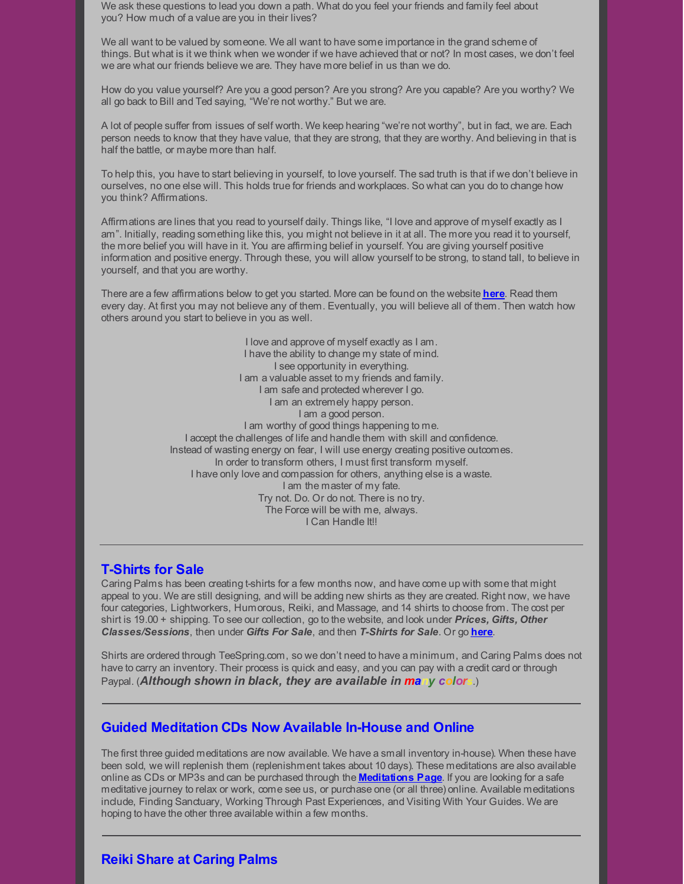We ask these questions to lead you down a path. What do you feel your friends and family feel about you? How much of a value are you in their lives?

We all want to be valued by someone. We all want to have some importance in the grand scheme of things. But what is it we think when we wonder if we have achieved that or not? In most cases, we don't feel we are what our friends believe we are. They have more belief in us than we do.

How do you value yourself? Are you a good person? Are you strong? Are you capable? Are you worthy? We all go back to Bill and Ted saying, "We're not worthy." But we are.

A lot of people suffer from issues of self worth. We keep hearing "we're not worthy", but in fact, we are. Each person needs to know that they have value, that they are strong, that they are worthy. And believing in that is half the battle, or maybe more than half.

To help this, you have to start believing in yourself, to love yourself. The sad truth is that if we don't believe in ourselves, no one else will. This holds true for friends and workplaces. So what can you do to change how you think? Affirmations.

Affirmations are lines that you read to yourself daily. Things like, "I love and approve of myself exactly as I am". Initially, reading something like this, you might not believe in it at all. The more you read it to yourself, the more belief you will have in it. You are affirming belief in yourself. You are giving yourself positive information and positive energy. Through these, you will allow yourself to be strong, to stand tall, to believe in yourself, and that you are worthy.

There are a few affirmations below to get you started. More can be found on the website **here**. Read them every day. At first you may not believe any of them. Eventually, you will believe all of them. Then watch how others around you start to believe in you as well.

I love and approve of myself exactly as I am.
I have the ability to change my state of mind.
I see opportunity in everything.
I am a valuable asset to my friends and family.
I am safe and protected wherever I go.
I am an extremely happy person.
I am a good person.
I am worthy of good things happening to me.
I accept the challenges of life and handle them with skill and confidence.
Instead of wasting energy on fear, I will use energy creating positive outcomes.
In order to transform others, I must first transform myself.
I have only love and compassion for others, anything else is a waste.
I am the master of my fate.
Try not. Do. Or do not. There is no try.
The Force will be with me, always.
I Can Handle It!!

---

## T-Shirts for Sale

Caring Palms has been creating t-shirts for a few months now, and have come up with some that might appeal to you. We are still designing, and will be adding new shirts as they are created. Right now, we have four categories, Lightworkers, Humorous, Reiki, and Massage, and 14 shirts to choose from. The cost per shirt is 19.00 + shipping. To see our collection, go to the website, and look under ***Prices, Gifts, Other Classes/Sessions***, then under ***Gifts For Sale***, and then ***T-Shirts for Sale***. Or go **here**.

Shirts are ordered through TeeSpring.com, so we don't need to have a minimum, and Caring Palms does not have to carry an inventory. Their process is quick and easy, and you can pay with a credit card or through Paypal. (***Although shown in black, they are available in many colors.***)

---

## Guided Meditation CDs Now Available In-House and Online

The first three guided meditations are now available. We have a small inventory in-house). When these have been sold, we will replenish them (replenishment takes about 10 days). These meditations are also available online as CDs or MP3s and can be purchased through the **Meditations Page**. If you are looking for a safe meditative journey to relax or work, come see us, or purchase one (or all three) online. Available meditations include, Finding Sanctuary, Working Through Past Experiences, and Visiting With Your Guides. We are hoping to have the other three available within a few months.

---

## Reiki Share at Caring Palms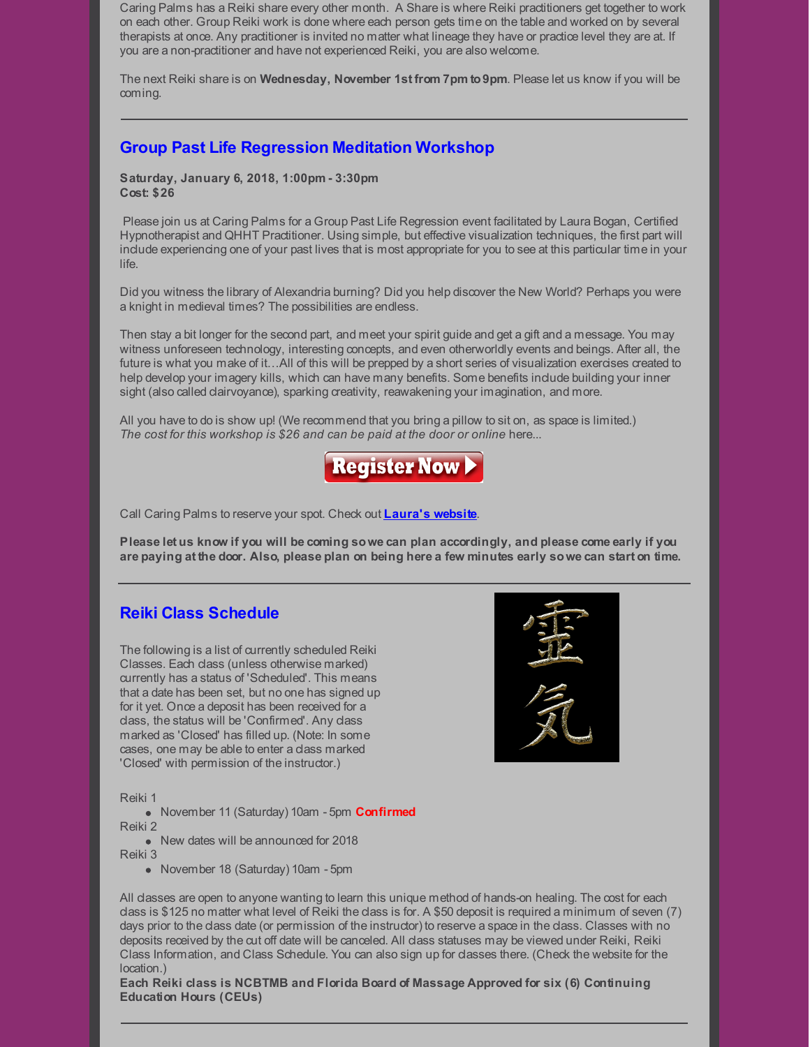Caring Palms has a Reiki share every other month. A Share is where Reiki practitioners get together to work on each other. Group Reiki work is done where each person gets time on the table and worked on by several therapists at once. Any practitioner is invited no matter what lineage they have or practice level they are at. If you are a non-practitioner and have not experienced Reiki, you are also welcome.

The next Reiki share is on **Wednesday, November 1st from 7pm to 9pm**. Please let us know if you will be coming.

---

## Group Past Life Regression Meditation Workshop

**Saturday, January 6, 2018, 1:00pm - 3:30pm**
**Cost: $26**

Please join us at Caring Palms for a Group Past Life Regression event facilitated by Laura Bogan, Certified Hypnotherapist and QHHT Practitioner. Using simple, but effective visualization techniques, the first part will include experiencing one of your past lives that is most appropriate for you to see at this particular time in your life.

Did you witness the library of Alexandria burning? Did you help discover the New World? Perhaps you were a knight in medieval times? The possibilities are endless.

Then stay a bit longer for the second part, and meet your spirit guide and get a gift and a message. You may witness unforeseen technology, interesting concepts, and even otherworldly events and beings. After all, the future is what you make of it…All of this will be prepped by a short series of visualization exercises created to help develop your imagery kills, which can have many benefits. Some benefits include building your inner sight (also called clairvoyance), sparking creativity, reawakening your imagination, and more.

All you have to do is show up! (We recommend that you bring a pillow to sit on, as space is limited.)
*The cost for this workshop is $26 and can be paid at the door or online* here...

Register Now

Call Caring Palms to reserve your spot. Check out **Laura's website**.

**Please let us know if you will be coming so we can plan accordingly, and please come early if you are paying at the door. Also, please plan on being here a few minutes early so we can start on time.**

---

## Reiki Class Schedule

The following is a list of currently scheduled Reiki Classes. Each class (unless otherwise marked) currently has a status of 'Scheduled'. This means that a date has been set, but no one has signed up for it yet. Once a deposit has been received for a class, the status will be 'Confirmed'. Any class marked as 'Closed' has filled up. (Note: In some cases, one may be able to enter a class marked 'Closed' with permission of the instructor.)

Reiki 1

- November 11 (Saturday) 10am - 5pm **Confirmed**

Reiki 2

- New dates will be announced for 2018

Reiki 3

- November 18 (Saturday) 10am - 5pm

All classes are open to anyone wanting to learn this unique method of hands-on healing. The cost for each class is $125 no matter what level of Reiki the class is for. A $50 deposit is required a minimum of seven (7) days prior to the class date (or permission of the instructor) to reserve a space in the class. Classes with no deposits received by the cut off date will be canceled. All class statuses may be viewed under Reiki, Reiki Class Information, and Class Schedule. You can also sign up for classes there. (Check the website for the location.)

**Each Reiki class is NCBTMB and Florida Board of Massage Approved for six (6) Continuing Education Hours (CEUs)**

---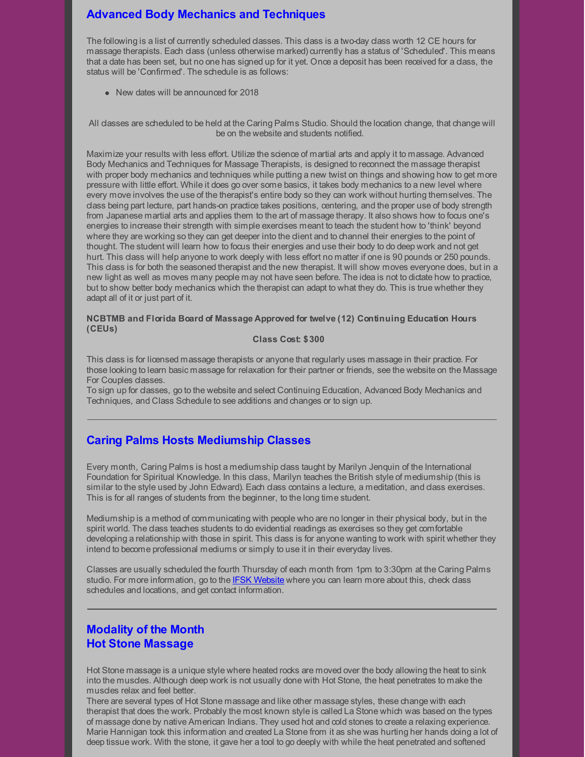## Advanced Body Mechanics and Techniques

The following is a list of currently scheduled classes. This class is a two-day class worth 12 CE hours for massage therapists. Each class (unless otherwise marked) currently has a status of 'Scheduled'. This means that a date has been set, but no one has signed up for it yet. Once a deposit has been received for a class, the status will be 'Confirmed'. The schedule is as follows:

- New dates will be announced for 2018

All classes are scheduled to be held at the Caring Palms Studio. Should the location change, that change will be on the website and students notified.

Maximize your results with less effort. Utilize the science of martial arts and apply it to massage. Advanced Body Mechanics and Techniques for Massage Therapists, is designed to reconnect the massage therapist with proper body mechanics and techniques while putting a new twist on things and showing how to get more pressure with little effort. While it does go over some basics, it takes body mechanics to a new level where every move involves the use of the therapist's entire body so they can work without hurting themselves. The class being part lecture, part hands-on practice takes positions, centering, and the proper use of body strength from Japanese martial arts and applies them to the art of massage therapy. It also shows how to focus one's energies to increase their strength with simple exercises meant to teach the student how to 'think' beyond where they are working so they can get deeper into the client and to channel their energies to the point of thought. The student will learn how to focus their energies and use their body to do deep work and not get hurt. This class will help anyone to work deeply with less effort no matter if one is 90 pounds or 250 pounds. This class is for both the seasoned therapist and the new therapist. It will show moves everyone does, but in a new light as well as moves many people may not have seen before. The idea is not to dictate how to practice, but to show better body mechanics which the therapist can adapt to what they do. This is true whether they adapt all of it or just part of it.

**NCBTMB and Florida Board of Massage Approved for twelve (12) Continuing Education Hours (CEUs)**

**Class Cost: $300**

This class is for licensed massage therapists or anyone that regularly uses massage in their practice. For those looking to learn basic massage for relaxation for their partner or friends, see the website on the Massage For Couples classes.
To sign up for classes, go to the website and select Continuing Education, Advanced Body Mechanics and Techniques, and Class Schedule to see additions and changes or to sign up.

---

## Caring Palms Hosts Mediumship Classes

Every month, Caring Palms is host a mediumship class taught by Marilyn Jenquin of the International Foundation for Spiritual Knowledge. In this class, Marilyn teaches the British style of mediumship (this is similar to the style used by John Edward). Each class contains a lecture, a meditation, and class exercises. This is for all ranges of students from the beginner, to the long time student.

Mediumship is a method of communicating with people who are no longer in their physical body, but in the spirit world. The class teaches students to do evidential readings as exercises so they get comfortable developing a relationship with those in spirit. This class is for anyone wanting to work with spirit whether they intend to become professional mediums or simply to use it in their everyday lives.

Classes are usually scheduled the fourth Thursday of each month from 1pm to 3:30pm at the Caring Palms studio. For more information, go to the IFSK Website where you can learn more about this, check class schedules and locations, and get contact information.

---

## Modality of the Month
## Hot Stone Massage

Hot Stone massage is a unique style where heated rocks are moved over the body allowing the heat to sink into the muscles. Although deep work is not usually done with Hot Stone, the heat penetrates to make the muscles relax and feel better.
There are several types of Hot Stone massage and like other massage styles, these change with each therapist that does the work. Probably the most known style is called La Stone which was based on the types of massage done by native American Indians. They used hot and cold stones to create a relaxing experience. Marie Hannigan took this information and created La Stone from it as she was hurting her hands doing a lot of deep tissue work. With the stone, it gave her a tool to go deeply with while the heat penetrated and softened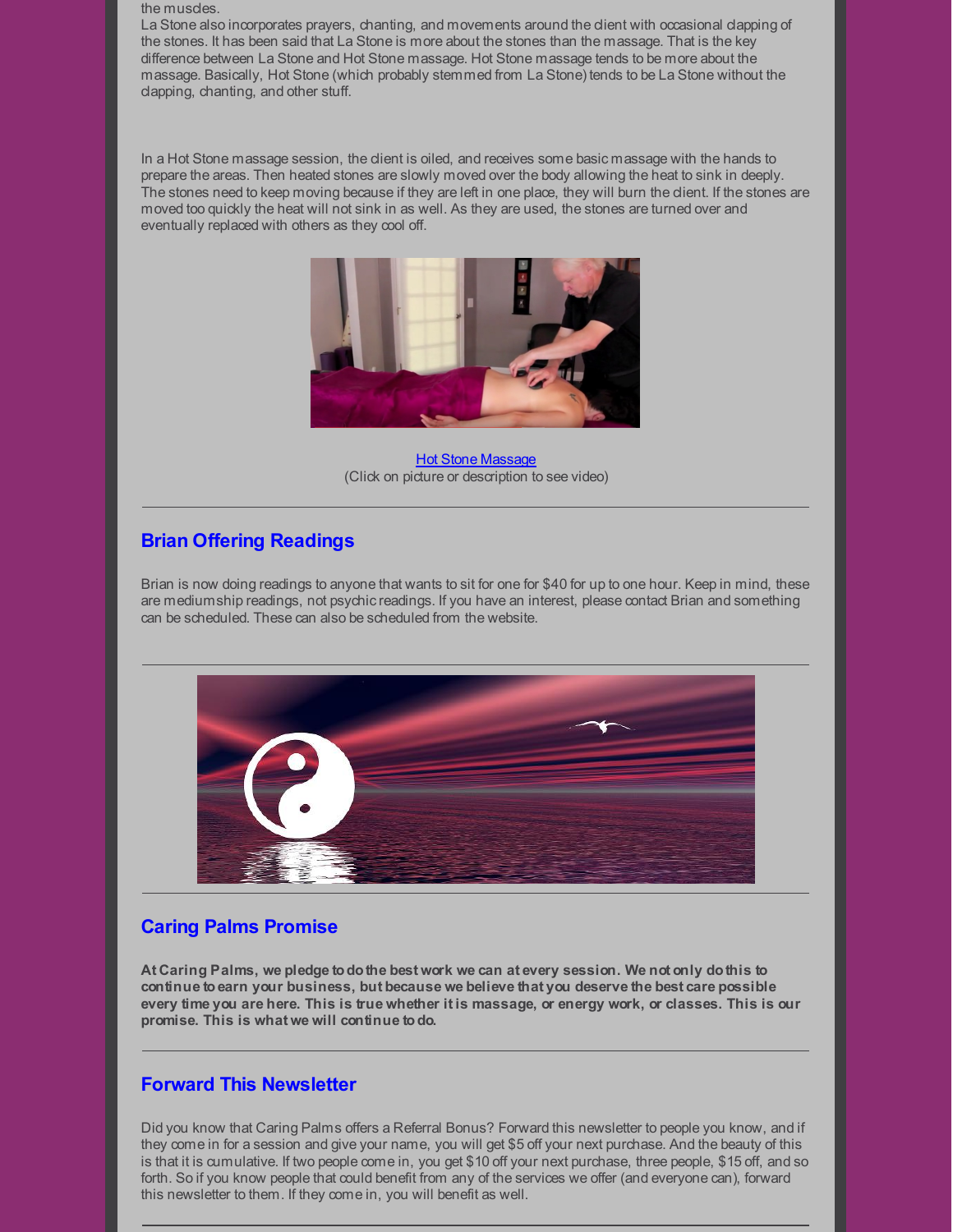the muscles.

La Stone also incorporates prayers, chanting, and movements around the client with occasional clapping of the stones. It has been said that La Stone is more about the stones than the massage. That is the key difference between La Stone and Hot Stone massage. Hot Stone massage tends to be more about the massage. Basically, Hot Stone (which probably stemmed from La Stone) tends to be La Stone without the clapping, chanting, and other stuff.

In a Hot Stone massage session, the client is oiled, and receives some basic massage with the hands to prepare the areas. Then heated stones are slowly moved over the body allowing the heat to sink in deeply. The stones need to keep moving because if they are left in one place, they will burn the client. If the stones are moved too quickly the heat will not sink in as well. As they are used, the stones are turned over and eventually replaced with others as they cool off.

Hot Stone Massage
(Click on picture or description to see video)

---

## Brian Offering Readings

Brian is now doing readings to anyone that wants to sit for one for $40 for up to one hour. Keep in mind, these are mediumship readings, not psychic readings. If you have an interest, please contact Brian and something can be scheduled. These can also be scheduled from the website.

---

## Caring Palms Promise

**At Caring Palms, we pledge to do the best work we can at every session. We not only do this to continue to earn your business, but because we believe that you deserve the best care possible every time you are here. This is true whether it is massage, or energy work, or classes. This is our promise. This is what we will continue to do.**

---

## Forward This Newsletter

Did you know that Caring Palms offers a Referral Bonus? Forward this newsletter to people you know, and if they come in for a session and give your name, you will get $5 off your next purchase. And the beauty of this is that it is cumulative. If two people come in, you get $10 off your next purchase, three people, $15 off, and so forth. So if you know people that could benefit from any of the services we offer (and everyone can), forward this newsletter to them. If they come in, you will benefit as well.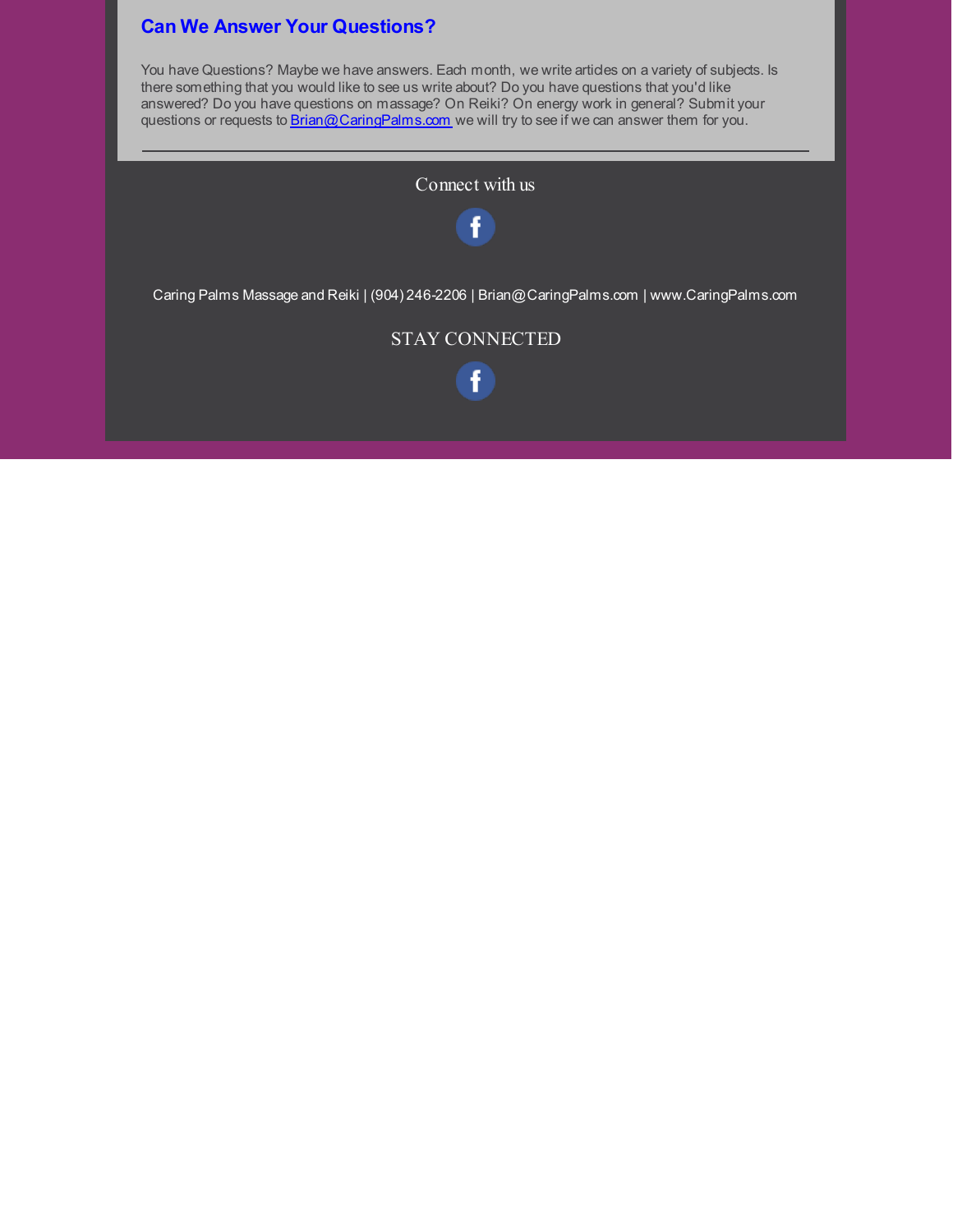## Can We Answer Your Questions?

You have Questions? Maybe we have answers. Each month, we write articles on a variety of subjects. Is there something that you would like to see us write about? Do you have questions that you'd like answered? Do you have questions on massage? On Reiki? On energy work in general? Submit your questions or requests to Brian@CaringPalms.com we will try to see if we can answer them for you.

---

Connect with us

Caring Palms Massage and Reiki | (904) 246-2206 | Brian@CaringPalms.com | www.CaringPalms.com

STAY CONNECTED